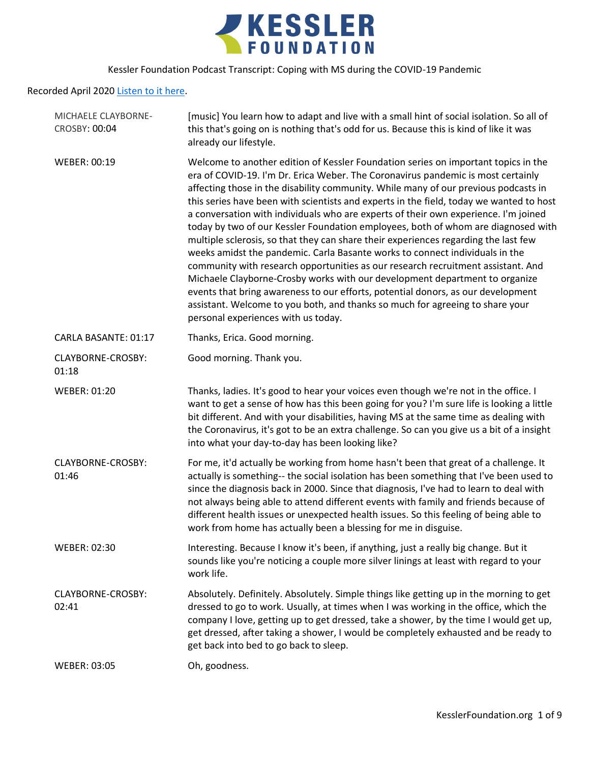# Kessler Foundation Podcast Transcript: Coping with MS during the COVID-19 Pandemic

Recorded April 2020 [Listen to it here](#).

| | |
|---|---|
| MICHAELE CLAYBORNE-CROSBY: 00:04 | [music] You learn how to adapt and live with a small hint of social isolation. So all of this that's going on is nothing that's odd for us. Because this is kind of like it was already our lifestyle. |
| WEBER: 00:19 | Welcome to another edition of Kessler Foundation series on important topics in the era of COVID-19. I'm Dr. Erica Weber. The Coronavirus pandemic is most certainly affecting those in the disability community. While many of our previous podcasts in this series have been with scientists and experts in the field, today we wanted to host a conversation with individuals who are experts of their own experience. I'm joined today by two of our Kessler Foundation employees, both of whom are diagnosed with multiple sclerosis, so that they can share their experiences regarding the last few weeks amidst the pandemic. Carla Basante works to connect individuals in the community with research opportunities as our research recruitment assistant. And Michaele Clayborne-Crosby works with our development department to organize events that bring awareness to our efforts, potential donors, as our development assistant. Welcome to you both, and thanks so much for agreeing to share your personal experiences with us today. |
| CARLA BASANTE: 01:17 | Thanks, Erica. Good morning. |
| CLAYBORNE-CROSBY: 01:18 | Good morning. Thank you. |
| WEBER: 01:20 | Thanks, ladies. It's good to hear your voices even though we're not in the office. I want to get a sense of how has this been going for you? I'm sure life is looking a little bit different. And with your disabilities, having MS at the same time as dealing with the Coronavirus, it's got to be an extra challenge. So can you give us a bit of a insight into what your day-to-day has been looking like? |
| CLAYBORNE-CROSBY: 01:46 | For me, it'd actually be working from home hasn't been that great of a challenge. It actually is something-- the social isolation has been something that I've been used to since the diagnosis back in 2000. Since that diagnosis, I've had to learn to deal with not always being able to attend different events with family and friends because of different health issues or unexpected health issues. So this feeling of being able to work from home has actually been a blessing for me in disguise. |
| WEBER: 02:30 | Interesting. Because I know it's been, if anything, just a really big change. But it sounds like you're noticing a couple more silver linings at least with regard to your work life. |
| CLAYBORNE-CROSBY: 02:41 | Absolutely. Definitely. Absolutely. Simple things like getting up in the morning to get dressed to go to work. Usually, at times when I was working in the office, which the company I love, getting up to get dressed, take a shower, by the time I would get up, get dressed, after taking a shower, I would be completely exhausted and be ready to get back into bed to go back to sleep. |
| WEBER: 03:05 | Oh, goodness. |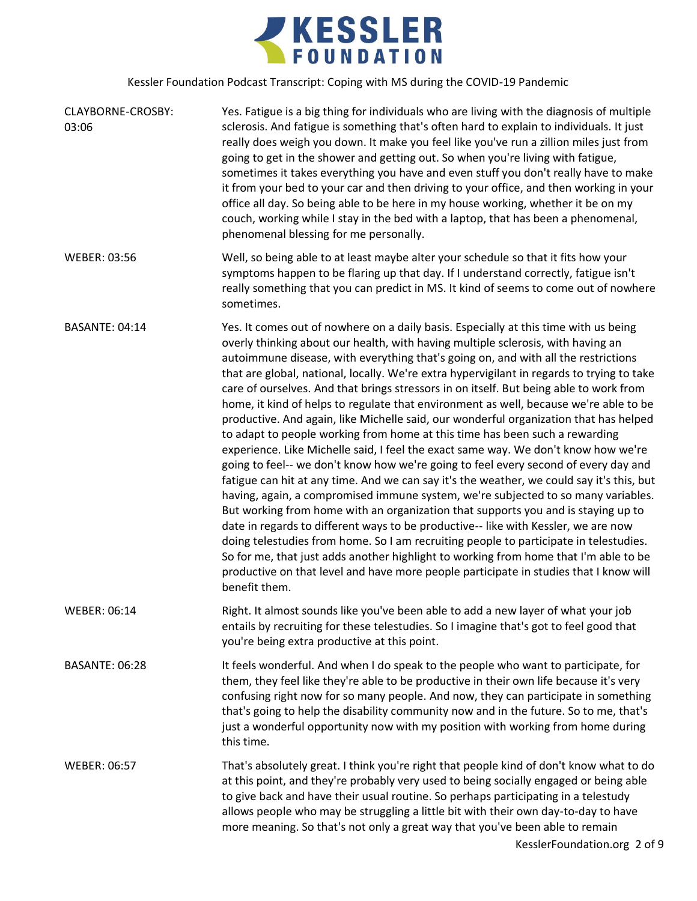CLAYBORNE-CROSBY: 03:06

Yes. Fatigue is a big thing for individuals who are living with the diagnosis of multiple sclerosis. And fatigue is something that's often hard to explain to individuals. It just really does weigh you down. It make you feel like you've run a zillion miles just from going to get in the shower and getting out. So when you're living with fatigue, sometimes it takes everything you have and even stuff you don't really have to make it from your bed to your car and then driving to your office, and then working in your office all day. So being able to be here in my house working, whether it be on my couch, working while I stay in the bed with a laptop, that has been a phenomenal, phenomenal blessing for me personally.

WEBER: 03:56

Well, so being able to at least maybe alter your schedule so that it fits how your symptoms happen to be flaring up that day. If I understand correctly, fatigue isn't really something that you can predict in MS. It kind of seems to come out of nowhere sometimes.

BASANTE: 04:14

Yes. It comes out of nowhere on a daily basis. Especially at this time with us being overly thinking about our health, with having multiple sclerosis, with having an autoimmune disease, with everything that's going on, and with all the restrictions that are global, national, locally. We're extra hypervigilant in regards to trying to take care of ourselves. And that brings stressors in on itself. But being able to work from home, it kind of helps to regulate that environment as well, because we're able to be productive. And again, like Michelle said, our wonderful organization that has helped to adapt to people working from home at this time has been such a rewarding experience. Like Michelle said, I feel the exact same way. We don't know how we're going to feel-- we don't know how we're going to feel every second of every day and fatigue can hit at any time. And we can say it's the weather, we could say it's this, but having, again, a compromised immune system, we're subjected to so many variables. But working from home with an organization that supports you and is staying up to date in regards to different ways to be productive-- like with Kessler, we are now doing telestudies from home. So I am recruiting people to participate in telestudies. So for me, that just adds another highlight to working from home that I'm able to be productive on that level and have more people participate in studies that I know will benefit them.

WEBER: 06:14

Right. It almost sounds like you've been able to add a new layer of what your job entails by recruiting for these telestudies. So I imagine that's got to feel good that you're being extra productive at this point.

BASANTE: 06:28

It feels wonderful. And when I do speak to the people who want to participate, for them, they feel like they're able to be productive in their own life because it's very confusing right now for so many people. And now, they can participate in something that's going to help the disability community now and in the future. So to me, that's just a wonderful opportunity now with my position with working from home during this time.

WEBER: 06:57

That's absolutely great. I think you're right that people kind of don't know what to do at this point, and they're probably very used to being socially engaged or being able to give back and have their usual routine. So perhaps participating in a telestudy allows people who may be struggling a little bit with their own day-to-day to have more meaning. So that's not only a great way that you've been able to remain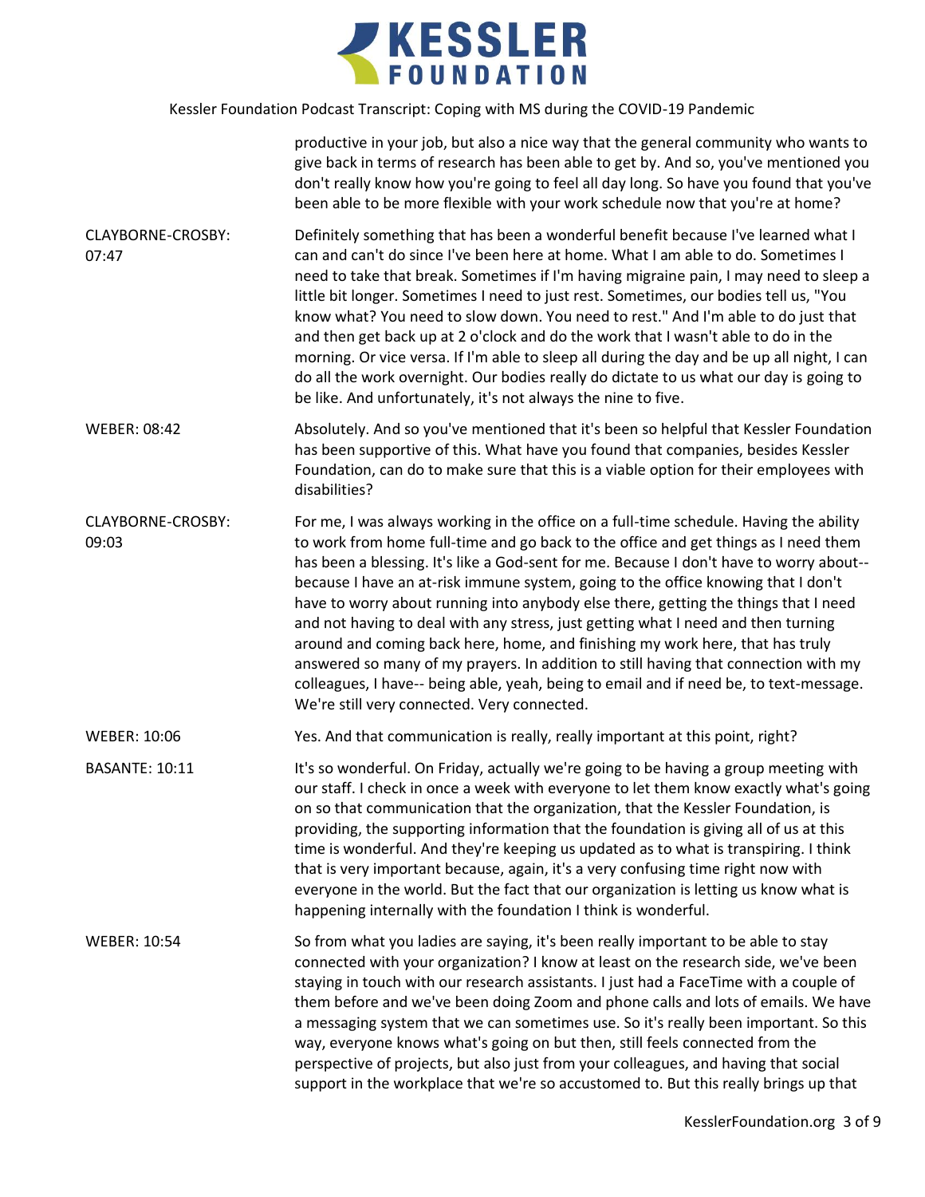productive in your job, but also a nice way that the general community who wants to give back in terms of research has been able to get by. And so, you've mentioned you don't really know how you're going to feel all day long. So have you found that you've been able to be more flexible with your work schedule now that you're at home?

**CLAYBORNE-CROSBY: 07:47**

Definitely something that has been a wonderful benefit because I've learned what I can and can't do since I've been here at home. What I am able to do. Sometimes I need to take that break. Sometimes if I'm having migraine pain, I may need to sleep a little bit longer. Sometimes I need to just rest. Sometimes, our bodies tell us, "You know what? You need to slow down. You need to rest." And I'm able to do just that and then get back up at 2 o'clock and do the work that I wasn't able to do in the morning. Or vice versa. If I'm able to sleep all during the day and be up all night, I can do all the work overnight. Our bodies really do dictate to us what our day is going to be like. And unfortunately, it's not always the nine to five.

**WEBER: 08:42**

Absolutely. And so you've mentioned that it's been so helpful that Kessler Foundation has been supportive of this. What have you found that companies, besides Kessler Foundation, can do to make sure that this is a viable option for their employees with disabilities?

**CLAYBORNE-CROSBY: 09:03**

For me, I was always working in the office on a full-time schedule. Having the ability to work from home full-time and go back to the office and get things as I need them has been a blessing. It's like a God-sent for me. Because I don't have to worry about-- because I have an at-risk immune system, going to the office knowing that I don't have to worry about running into anybody else there, getting the things that I need and not having to deal with any stress, just getting what I need and then turning around and coming back here, home, and finishing my work here, that has truly answered so many of my prayers. In addition to still having that connection with my colleagues, I have-- being able, yeah, being to email and if need be, to text-message. We're still very connected. Very connected.

**WEBER: 10:06**

Yes. And that communication is really, really important at this point, right?

**BASANTE: 10:11**

It's so wonderful. On Friday, actually we're going to be having a group meeting with our staff. I check in once a week with everyone to let them know exactly what's going on so that communication that the organization, that the Kessler Foundation, is providing, the supporting information that the foundation is giving all of us at this time is wonderful. And they're keeping us updated as to what is transpiring. I think that is very important because, again, it's a very confusing time right now with everyone in the world. But the fact that our organization is letting us know what is happening internally with the foundation I think is wonderful.

**WEBER: 10:54**

So from what you ladies are saying, it's been really important to be able to stay connected with your organization? I know at least on the research side, we've been staying in touch with our research assistants. I just had a FaceTime with a couple of them before and we've been doing Zoom and phone calls and lots of emails. We have a messaging system that we can sometimes use. So it's really been important. So this way, everyone knows what's going on but then, still feels connected from the perspective of projects, but also just from your colleagues, and having that social support in the workplace that we're so accustomed to. But this really brings up that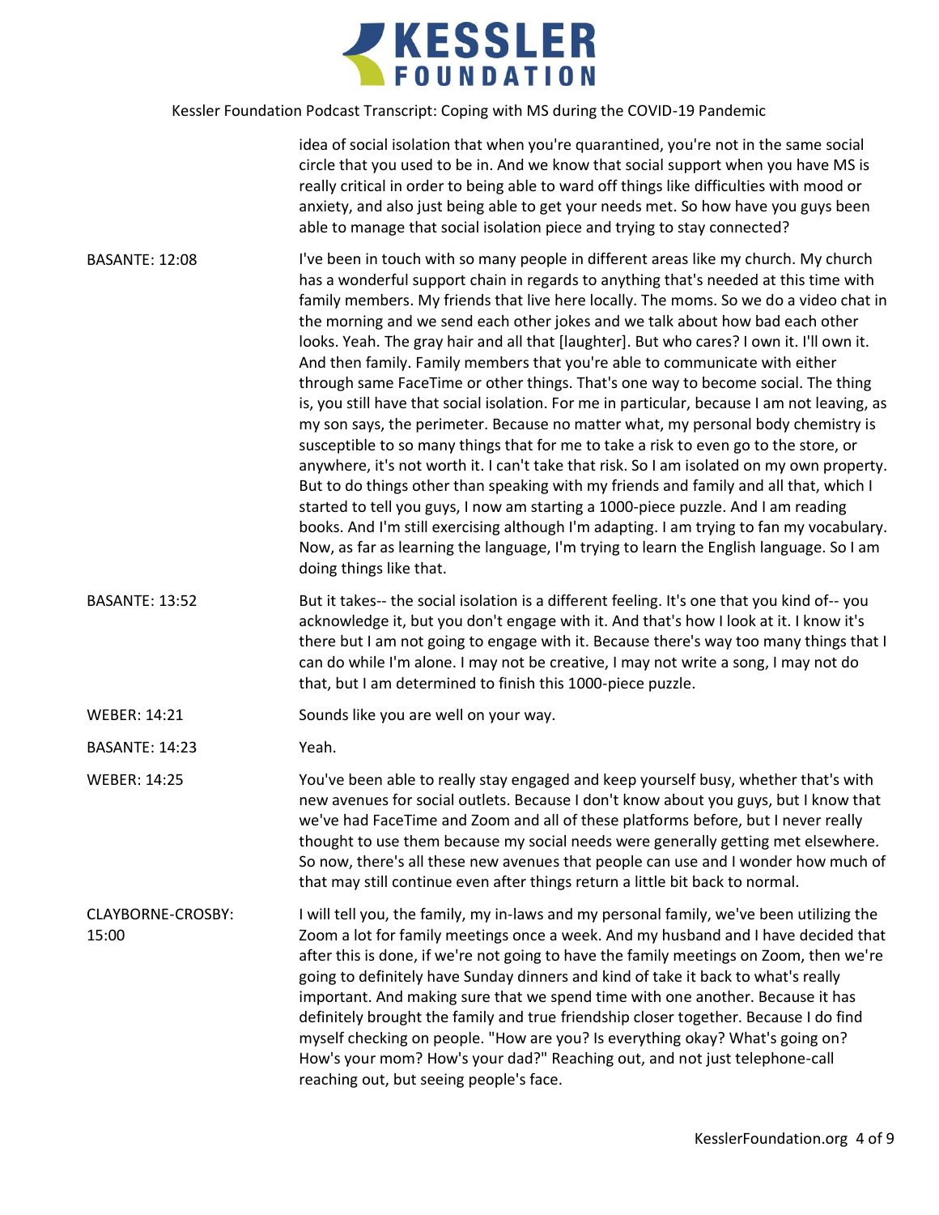idea of social isolation that when you're quarantined, you're not in the same social circle that you used to be in. And we know that social support when you have MS is really critical in order to being able to ward off things like difficulties with mood or anxiety, and also just being able to get your needs met. So how have you guys been able to manage that social isolation piece and trying to stay connected?

BASANTE: 12:08

I've been in touch with so many people in different areas like my church. My church has a wonderful support chain in regards to anything that's needed at this time with family members. My friends that live here locally. The moms. So we do a video chat in the morning and we send each other jokes and we talk about how bad each other looks. Yeah. The gray hair and all that [laughter]. But who cares? I own it. I'll own it. And then family. Family members that you're able to communicate with either through same FaceTime or other things. That's one way to become social. The thing is, you still have that social isolation. For me in particular, because I am not leaving, as my son says, the perimeter. Because no matter what, my personal body chemistry is susceptible to so many things that for me to take a risk to even go to the store, or anywhere, it's not worth it. I can't take that risk. So I am isolated on my own property. But to do things other than speaking with my friends and family and all that, which I started to tell you guys, I now am starting a 1000-piece puzzle. And I am reading books. And I'm still exercising although I'm adapting. I am trying to fan my vocabulary. Now, as far as learning the language, I'm trying to learn the English language. So I am doing things like that.

BASANTE: 13:52

But it takes-- the social isolation is a different feeling. It's one that you kind of-- you acknowledge it, but you don't engage with it. And that's how I look at it. I know it's there but I am not going to engage with it. Because there's way too many things that I can do while I'm alone. I may not be creative, I may not write a song, I may not do that, but I am determined to finish this 1000-piece puzzle.

WEBER: 14:21

Sounds like you are well on your way.

BASANTE: 14:23

Yeah.

WEBER: 14:25

You've been able to really stay engaged and keep yourself busy, whether that's with new avenues for social outlets. Because I don't know about you guys, but I know that we've had FaceTime and Zoom and all of these platforms before, but I never really thought to use them because my social needs were generally getting met elsewhere. So now, there's all these new avenues that people can use and I wonder how much of that may still continue even after things return a little bit back to normal.

CLAYBORNE-CROSBY: 15:00

I will tell you, the family, my in-laws and my personal family, we've been utilizing the Zoom a lot for family meetings once a week. And my husband and I have decided that after this is done, if we're not going to have the family meetings on Zoom, then we're going to definitely have Sunday dinners and kind of take it back to what's really important. And making sure that we spend time with one another. Because it has definitely brought the family and true friendship closer together. Because I do find myself checking on people. "How are you? Is everything okay? What's going on? How's your mom? How's your dad?" Reaching out, and not just telephone-call reaching out, but seeing people's face.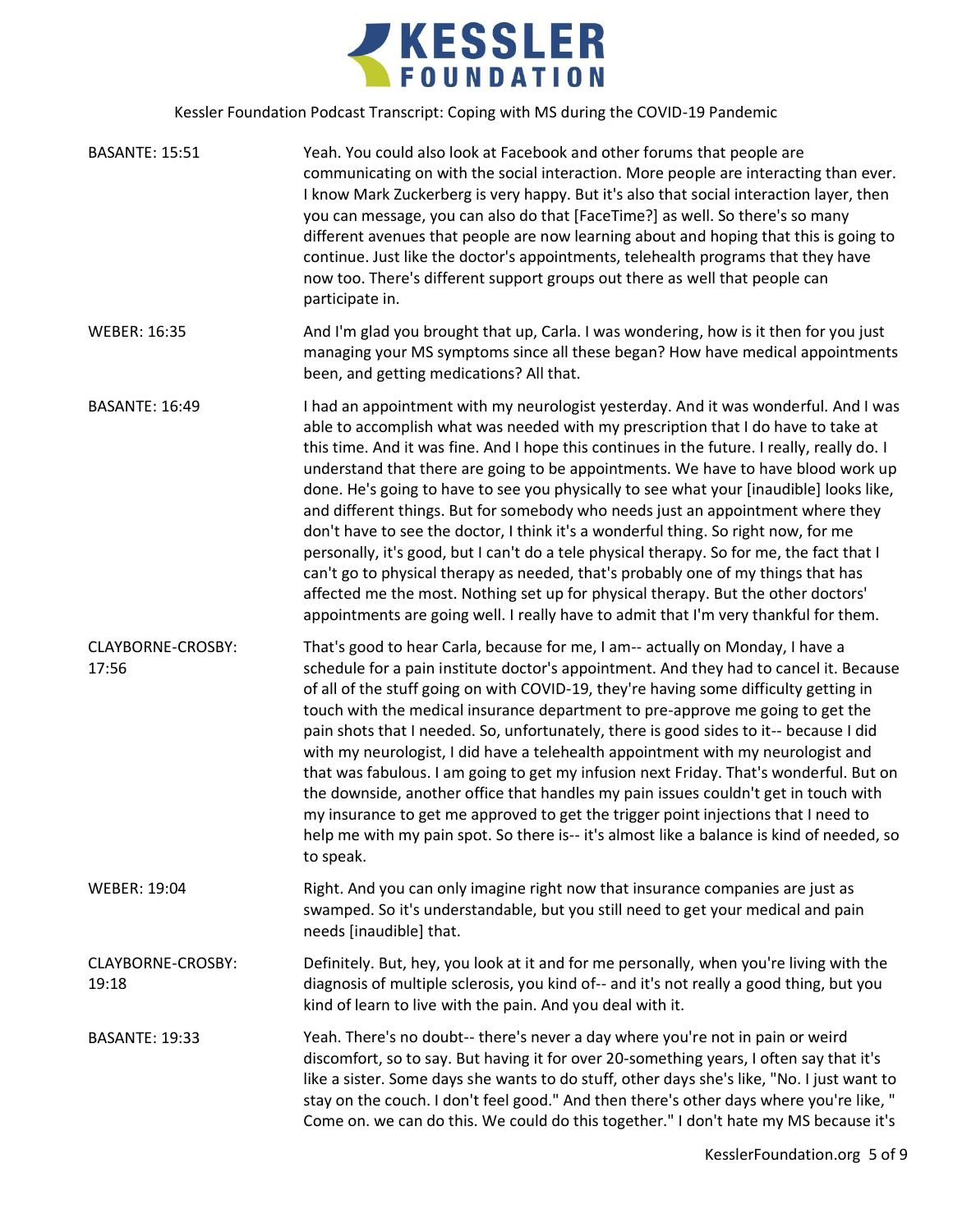**BASANTE: 15:51** Yeah. You could also look at Facebook and other forums that people are communicating on with the social interaction. More people are interacting than ever. I know Mark Zuckerberg is very happy. But it's also that social interaction layer, then you can message, you can also do that [FaceTime?] as well. So there's so many different avenues that people are now learning about and hoping that this is going to continue. Just like the doctor's appointments, telehealth programs that they have now too. There's different support groups out there as well that people can participate in.

**WEBER: 16:35** And I'm glad you brought that up, Carla. I was wondering, how is it then for you just managing your MS symptoms since all these began? How have medical appointments been, and getting medications? All that.

**BASANTE: 16:49** I had an appointment with my neurologist yesterday. And it was wonderful. And I was able to accomplish what was needed with my prescription that I do have to take at this time. And it was fine. And I hope this continues in the future. I really, really do. I understand that there are going to be appointments. We have to have blood work up done. He's going to have to see you physically to see what your [inaudible] looks like, and different things. But for somebody who needs just an appointment where they don't have to see the doctor, I think it's a wonderful thing. So right now, for me personally, it's good, but I can't do a tele physical therapy. So for me, the fact that I can't go to physical therapy as needed, that's probably one of my things that has affected me the most. Nothing set up for physical therapy. But the other doctors' appointments are going well. I really have to admit that I'm very thankful for them.

**CLAYBORNE-CROSBY: 17:56** That's good to hear Carla, because for me, I am-- actually on Monday, I have a schedule for a pain institute doctor's appointment. And they had to cancel it. Because of all of the stuff going on with COVID-19, they're having some difficulty getting in touch with the medical insurance department to pre-approve me going to get the pain shots that I needed. So, unfortunately, there is good sides to it-- because I did with my neurologist, I did have a telehealth appointment with my neurologist and that was fabulous. I am going to get my infusion next Friday. That's wonderful. But on the downside, another office that handles my pain issues couldn't get in touch with my insurance to get me approved to get the trigger point injections that I need to help me with my pain spot. So there is-- it's almost like a balance is kind of needed, so to speak.

**WEBER: 19:04** Right. And you can only imagine right now that insurance companies are just as swamped. So it's understandable, but you still need to get your medical and pain needs [inaudible] that.

**CLAYBORNE-CROSBY: 19:18** Definitely. But, hey, you look at it and for me personally, when you're living with the diagnosis of multiple sclerosis, you kind of-- and it's not really a good thing, but you kind of learn to live with the pain. And you deal with it.

**BASANTE: 19:33** Yeah. There's no doubt-- there's never a day where you're not in pain or weird discomfort, so to say. But having it for over 20-something years, I often say that it's like a sister. Some days she wants to do stuff, other days she's like, "No. I just want to stay on the couch. I don't feel good." And then there's other days where you're like, " Come on. we can do this. We could do this together." I don't hate my MS because it's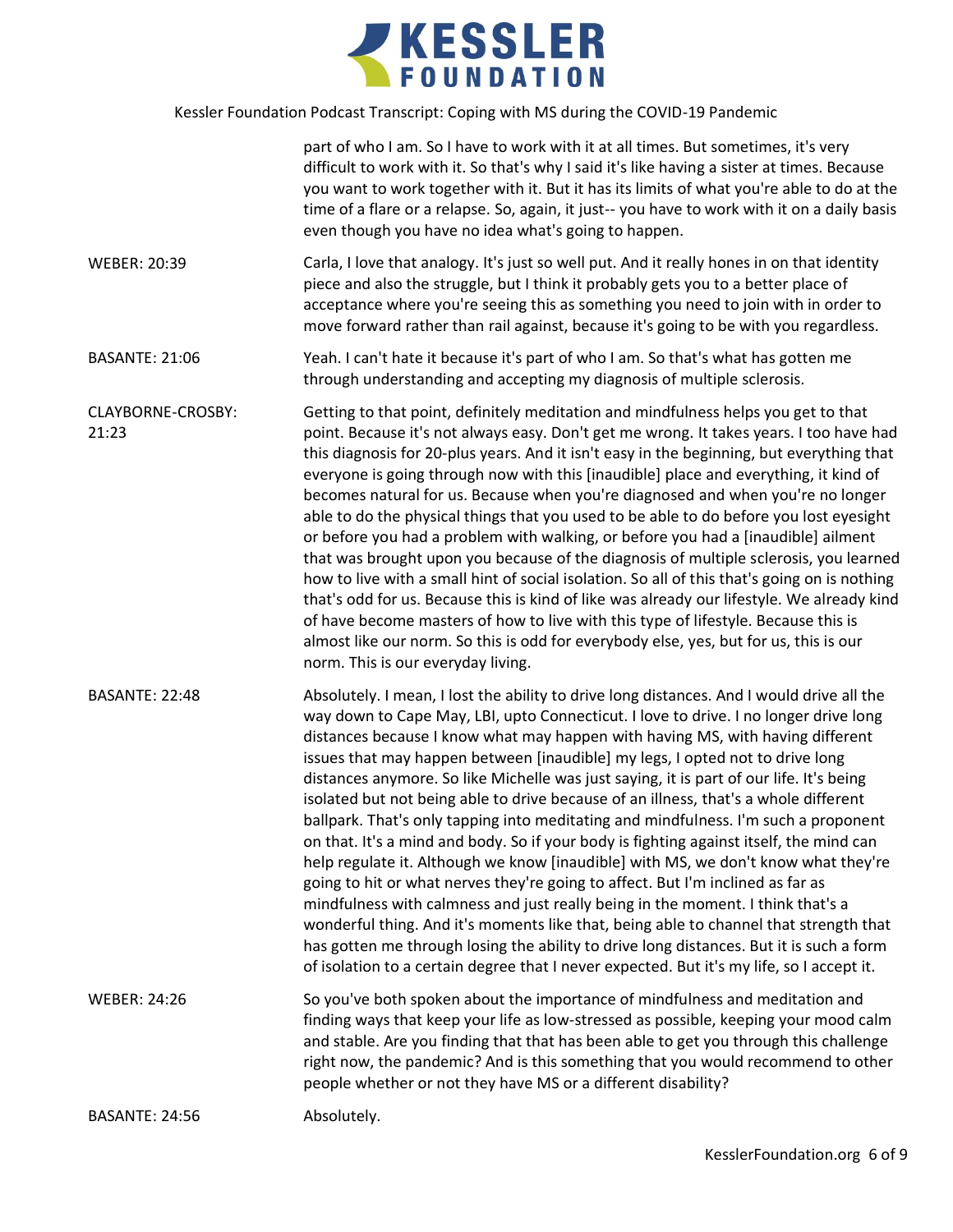part of who I am. So I have to work with it at all times. But sometimes, it's very difficult to work with it. So that's why I said it's like having a sister at times. Because you want to work together with it. But it has its limits of what you're able to do at the time of a flare or a relapse. So, again, it just-- you have to work with it on a daily basis even though you have no idea what's going to happen.

**WEBER: 20:39**

Carla, I love that analogy. It's just so well put. And it really hones in on that identity piece and also the struggle, but I think it probably gets you to a better place of acceptance where you're seeing this as something you need to join with in order to move forward rather than rail against, because it's going to be with you regardless.

**BASANTE: 21:06**

Yeah. I can't hate it because it's part of who I am. So that's what has gotten me through understanding and accepting my diagnosis of multiple sclerosis.

**CLAYBORNE-CROSBY: 21:23**

Getting to that point, definitely meditation and mindfulness helps you get to that point. Because it's not always easy. Don't get me wrong. It takes years. I too have had this diagnosis for 20-plus years. And it isn't easy in the beginning, but everything that everyone is going through now with this [inaudible] place and everything, it kind of becomes natural for us. Because when you're diagnosed and when you're no longer able to do the physical things that you used to be able to do before you lost eyesight or before you had a problem with walking, or before you had a [inaudible] ailment that was brought upon you because of the diagnosis of multiple sclerosis, you learned how to live with a small hint of social isolation. So all of this that's going on is nothing that's odd for us. Because this is kind of like was already our lifestyle. We already kind of have become masters of how to live with this type of lifestyle. Because this is almost like our norm. So this is odd for everybody else, yes, but for us, this is our norm. This is our everyday living.

**BASANTE: 22:48**

Absolutely. I mean, I lost the ability to drive long distances. And I would drive all the way down to Cape May, LBI, upto Connecticut. I love to drive. I no longer drive long distances because I know what may happen with having MS, with having different issues that may happen between [inaudible] my legs, I opted not to drive long distances anymore. So like Michelle was just saying, it is part of our life. It's being isolated but not being able to drive because of an illness, that's a whole different ballpark. That's only tapping into meditating and mindfulness. I'm such a proponent on that. It's a mind and body. So if your body is fighting against itself, the mind can help regulate it. Although we know [inaudible] with MS, we don't know what they're going to hit or what nerves they're going to affect. But I'm inclined as far as mindfulness with calmness and just really being in the moment. I think that's a wonderful thing. And it's moments like that, being able to channel that strength that has gotten me through losing the ability to drive long distances. But it is such a form of isolation to a certain degree that I never expected. But it's my life, so I accept it.

**WEBER: 24:26**

So you've both spoken about the importance of mindfulness and meditation and finding ways that keep your life as low-stressed as possible, keeping your mood calm and stable. Are you finding that that has been able to get you through this challenge right now, the pandemic? And is this something that you would recommend to other people whether or not they have MS or a different disability?

**BASANTE: 24:56**

Absolutely.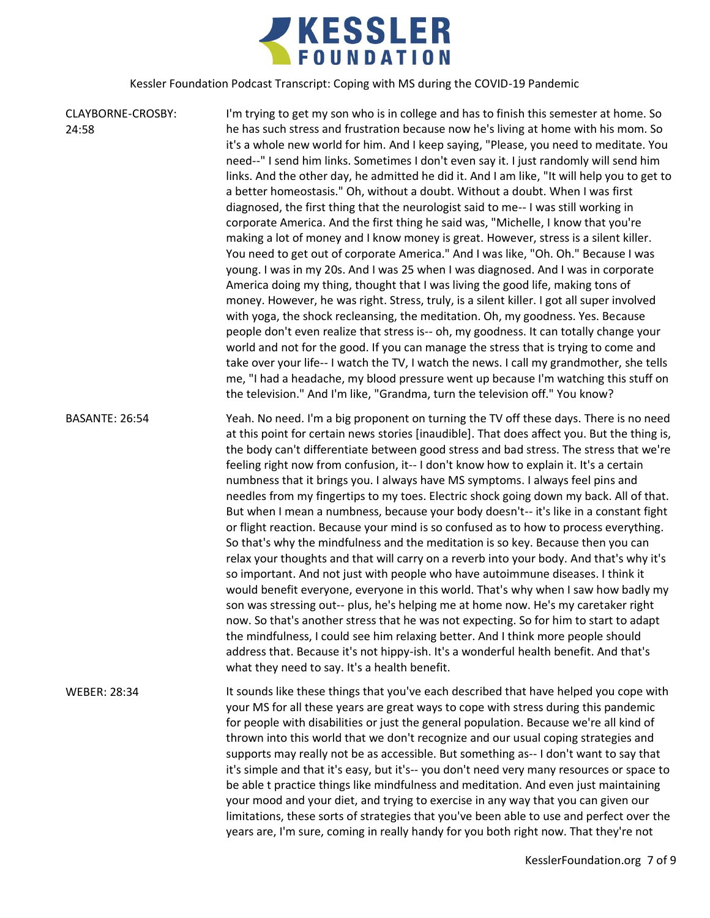CLAYBORNE-CROSBY: 24:58

I'm trying to get my son who is in college and has to finish this semester at home. So he has such stress and frustration because now he's living at home with his mom. So it's a whole new world for him. And I keep saying, "Please, you need to meditate. You need--" I send him links. Sometimes I don't even say it. I just randomly will send him links. And the other day, he admitted he did it. And I am like, "It will help you to get to a better homeostasis." Oh, without a doubt. Without a doubt. When I was first diagnosed, the first thing that the neurologist said to me-- I was still working in corporate America. And the first thing he said was, "Michelle, I know that you're making a lot of money and I know money is great. However, stress is a silent killer. You need to get out of corporate America." And I was like, "Oh. Oh." Because I was young. I was in my 20s. And I was 25 when I was diagnosed. And I was in corporate America doing my thing, thought that I was living the good life, making tons of money. However, he was right. Stress, truly, is a silent killer. I got all super involved with yoga, the shock recleansing, the meditation. Oh, my goodness. Yes. Because people don't even realize that stress is-- oh, my goodness. It can totally change your world and not for the good. If you can manage the stress that is trying to come and take over your life-- I watch the TV, I watch the news. I call my grandmother, she tells me, "I had a headache, my blood pressure went up because I'm watching this stuff on the television." And I'm like, "Grandma, turn the television off." You know?

BASANTE: 26:54

Yeah. No need. I'm a big proponent on turning the TV off these days. There is no need at this point for certain news stories [inaudible]. That does affect you. But the thing is, the body can't differentiate between good stress and bad stress. The stress that we're feeling right now from confusion, it-- I don't know how to explain it. It's a certain numbness that it brings you. I always have MS symptoms. I always feel pins and needles from my fingertips to my toes. Electric shock going down my back. All of that. But when I mean a numbness, because your body doesn't-- it's like in a constant fight or flight reaction. Because your mind is so confused as to how to process everything. So that's why the mindfulness and the meditation is so key. Because then you can relax your thoughts and that will carry on a reverb into your body. And that's why it's so important. And not just with people who have autoimmune diseases. I think it would benefit everyone, everyone in this world. That's why when I saw how badly my son was stressing out-- plus, he's helping me at home now. He's my caretaker right now. So that's another stress that he was not expecting. So for him to start to adapt the mindfulness, I could see him relaxing better. And I think more people should address that. Because it's not hippy-ish. It's a wonderful health benefit. And that's what they need to say. It's a health benefit.

WEBER: 28:34

It sounds like these things that you've each described that have helped you cope with your MS for all these years are great ways to cope with stress during this pandemic for people with disabilities or just the general population. Because we're all kind of thrown into this world that we don't recognize and our usual coping strategies and supports may really not be as accessible. But something as-- I don't want to say that it's simple and that it's easy, but it's-- you don't need very many resources or space to be able t practice things like mindfulness and meditation. And even just maintaining your mood and your diet, and trying to exercise in any way that you can given our limitations, these sorts of strategies that you've been able to use and perfect over the years are, I'm sure, coming in really handy for you both right now. That they're not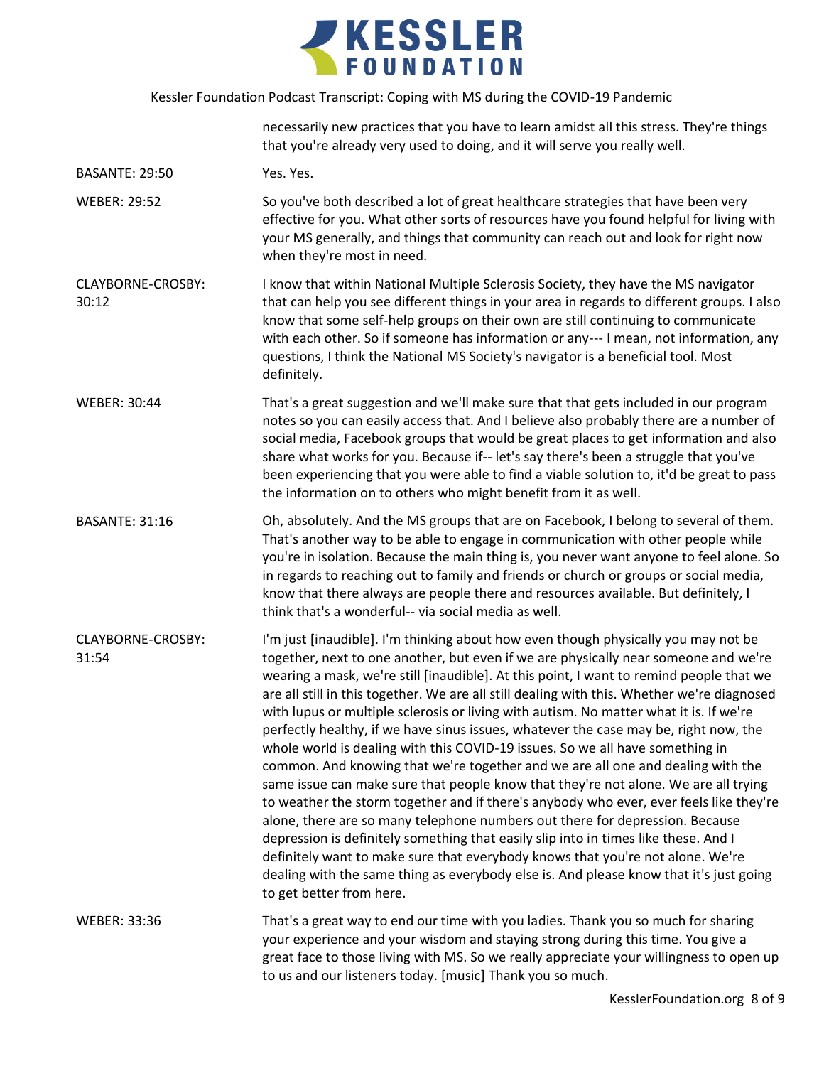necessarily new practices that you have to learn amidst all this stress. They're things that you're already very used to doing, and it will serve you really well.

BASANTE: 29:50 Yes. Yes.

WEBER: 29:52 So you've both described a lot of great healthcare strategies that have been very effective for you. What other sorts of resources have you found helpful for living with your MS generally, and things that community can reach out and look for right now when they're most in need.

CLAYBORNE-CROSBY: 30:12 I know that within National Multiple Sclerosis Society, they have the MS navigator that can help you see different things in your area in regards to different groups. I also know that some self-help groups on their own are still continuing to communicate with each other. So if someone has information or any--- I mean, not information, any questions, I think the National MS Society's navigator is a beneficial tool. Most definitely.

WEBER: 30:44 That's a great suggestion and we'll make sure that that gets included in our program notes so you can easily access that. And I believe also probably there are a number of social media, Facebook groups that would be great places to get information and also share what works for you. Because if-- let's say there's been a struggle that you've been experiencing that you were able to find a viable solution to, it'd be great to pass the information on to others who might benefit from it as well.

BASANTE: 31:16 Oh, absolutely. And the MS groups that are on Facebook, I belong to several of them. That's another way to be able to engage in communication with other people while you're in isolation. Because the main thing is, you never want anyone to feel alone. So in regards to reaching out to family and friends or church or groups or social media, know that there always are people there and resources available. But definitely, I think that's a wonderful-- via social media as well.

CLAYBORNE-CROSBY: 31:54 I'm just [inaudible]. I'm thinking about how even though physically you may not be together, next to one another, but even if we are physically near someone and we're wearing a mask, we're still [inaudible]. At this point, I want to remind people that we are all still in this together. We are all still dealing with this. Whether we're diagnosed with lupus or multiple sclerosis or living with autism. No matter what it is. If we're perfectly healthy, if we have sinus issues, whatever the case may be, right now, the whole world is dealing with this COVID-19 issues. So we all have something in common. And knowing that we're together and we are all one and dealing with the same issue can make sure that people know that they're not alone. We are all trying to weather the storm together and if there's anybody who ever, ever feels like they're alone, there are so many telephone numbers out there for depression. Because depression is definitely something that easily slip into in times like these. And I definitely want to make sure that everybody knows that you're not alone. We're dealing with the same thing as everybody else is. And please know that it's just going to get better from here.

WEBER: 33:36 That's a great way to end our time with you ladies. Thank you so much for sharing your experience and your wisdom and staying strong during this time. You give a great face to those living with MS. So we really appreciate your willingness to open up to us and our listeners today. [music] Thank you so much.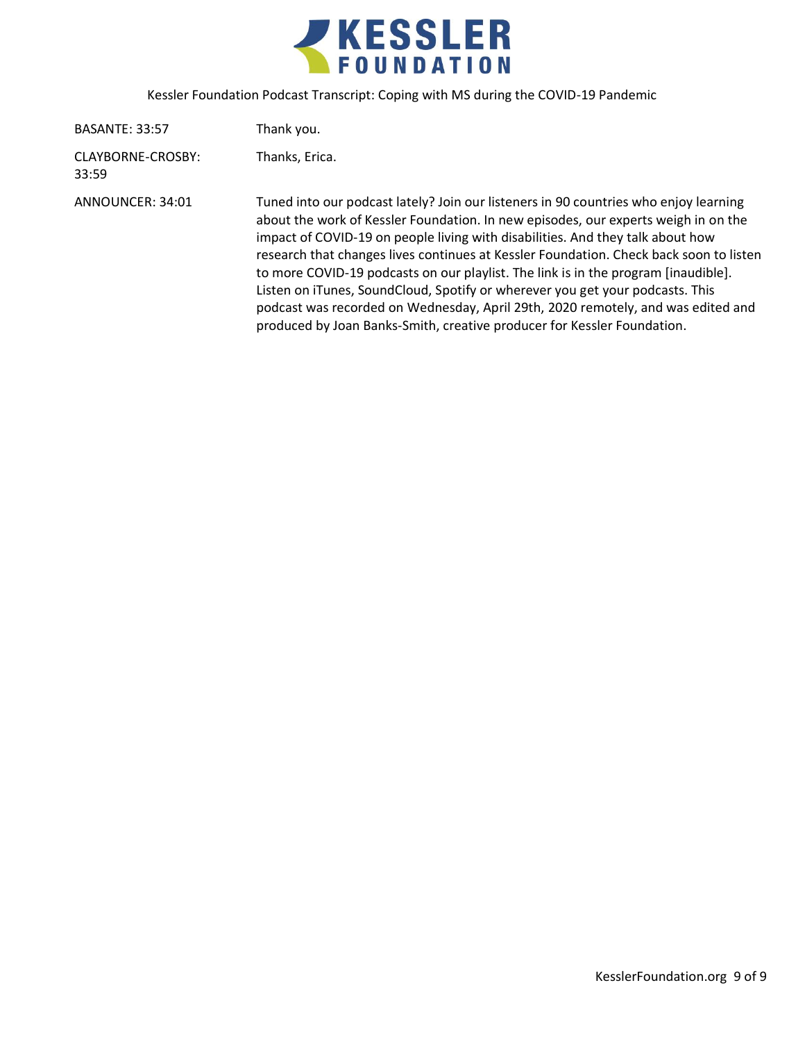BASANTE: 33:57 Thank you.

CLAYBORNE-CROSBY: 33:59 Thanks, Erica.

ANNOUNCER: 34:01 Tuned into our podcast lately? Join our listeners in 90 countries who enjoy learning about the work of Kessler Foundation. In new episodes, our experts weigh in on the impact of COVID-19 on people living with disabilities. And they talk about how research that changes lives continues at Kessler Foundation. Check back soon to listen to more COVID-19 podcasts on our playlist. The link is in the program [inaudible]. Listen on iTunes, SoundCloud, Spotify or wherever you get your podcasts. This podcast was recorded on Wednesday, April 29th, 2020 remotely, and was edited and produced by Joan Banks-Smith, creative producer for Kessler Foundation.